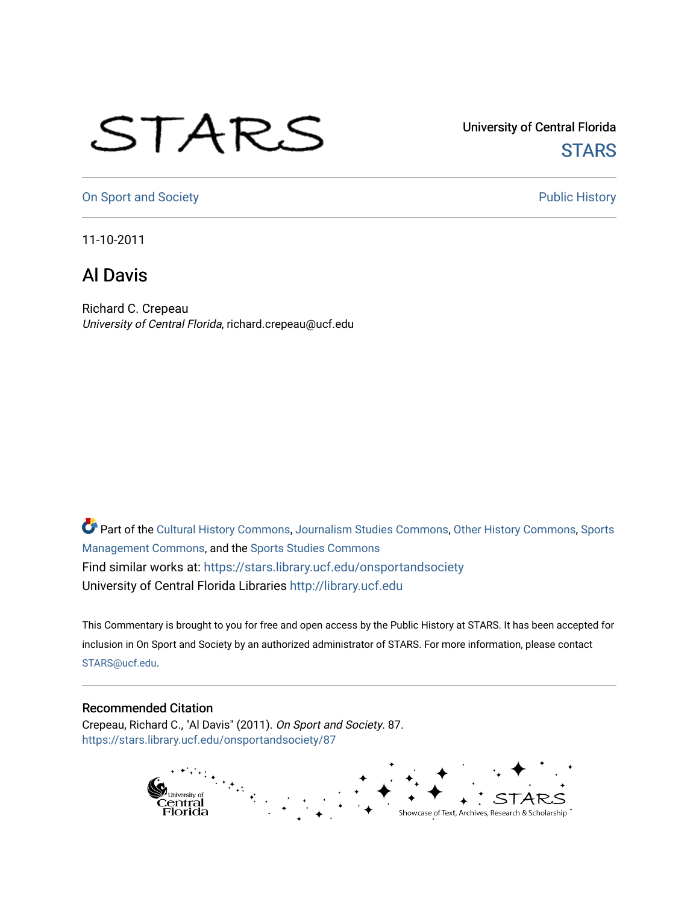University of Central Florida

STARS

On Sport and Society

Public History

11-10-2011

# Al Davis

Richard C. Crepeau
*University of Central Florida*, richard.crepeau@ucf.edu

Part of the Cultural History Commons, Journalism Studies Commons, Other History Commons, Sports Management Commons, and the Sports Studies Commons

Find similar works at: https://stars.library.ucf.edu/onsportandsociety

University of Central Florida Libraries http://library.ucf.edu

This Commentary is brought to you for free and open access by the Public History at STARS. It has been accepted for inclusion in On Sport and Society by an authorized administrator of STARS. For more information, please contact STARS@ucf.edu.

## Recommended Citation

Crepeau, Richard C., "Al Davis" (2011). *On Sport and Society*. 87.
https://stars.library.ucf.edu/onsportandsociety/87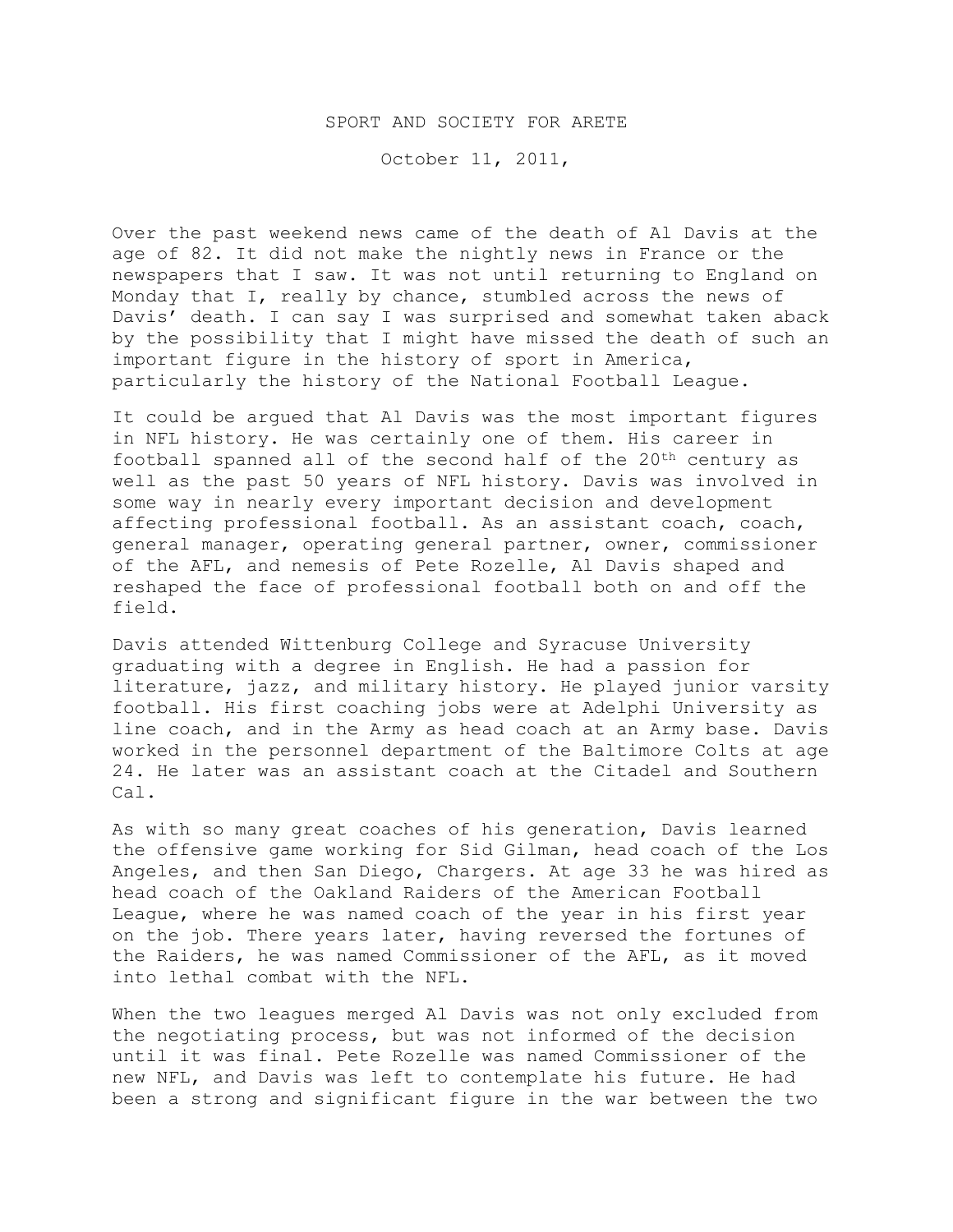SPORT AND SOCIETY FOR ARETE

October 11, 2011,

Over the past weekend news came of the death of Al Davis at the age of 82. It did not make the nightly news in France or the newspapers that I saw. It was not until returning to England on Monday that I, really by chance, stumbled across the news of Davis' death. I can say I was surprised and somewhat taken aback by the possibility that I might have missed the death of such an important figure in the history of sport in America, particularly the history of the National Football League.

It could be argued that Al Davis was the most important figures in NFL history. He was certainly one of them. His career in football spanned all of the second half of the 20th century as well as the past 50 years of NFL history. Davis was involved in some way in nearly every important decision and development affecting professional football. As an assistant coach, coach, general manager, operating general partner, owner, commissioner of the AFL, and nemesis of Pete Rozelle, Al Davis shaped and reshaped the face of professional football both on and off the field.

Davis attended Wittenburg College and Syracuse University graduating with a degree in English. He had a passion for literature, jazz, and military history. He played junior varsity football. His first coaching jobs were at Adelphi University as line coach, and in the Army as head coach at an Army base. Davis worked in the personnel department of the Baltimore Colts at age 24. He later was an assistant coach at the Citadel and Southern Cal.

As with so many great coaches of his generation, Davis learned the offensive game working for Sid Gilman, head coach of the Los Angeles, and then San Diego, Chargers. At age 33 he was hired as head coach of the Oakland Raiders of the American Football League, where he was named coach of the year in his first year on the job. There years later, having reversed the fortunes of the Raiders, he was named Commissioner of the AFL, as it moved into lethal combat with the NFL.

When the two leagues merged Al Davis was not only excluded from the negotiating process, but was not informed of the decision until it was final. Pete Rozelle was named Commissioner of the new NFL, and Davis was left to contemplate his future. He had been a strong and significant figure in the war between the two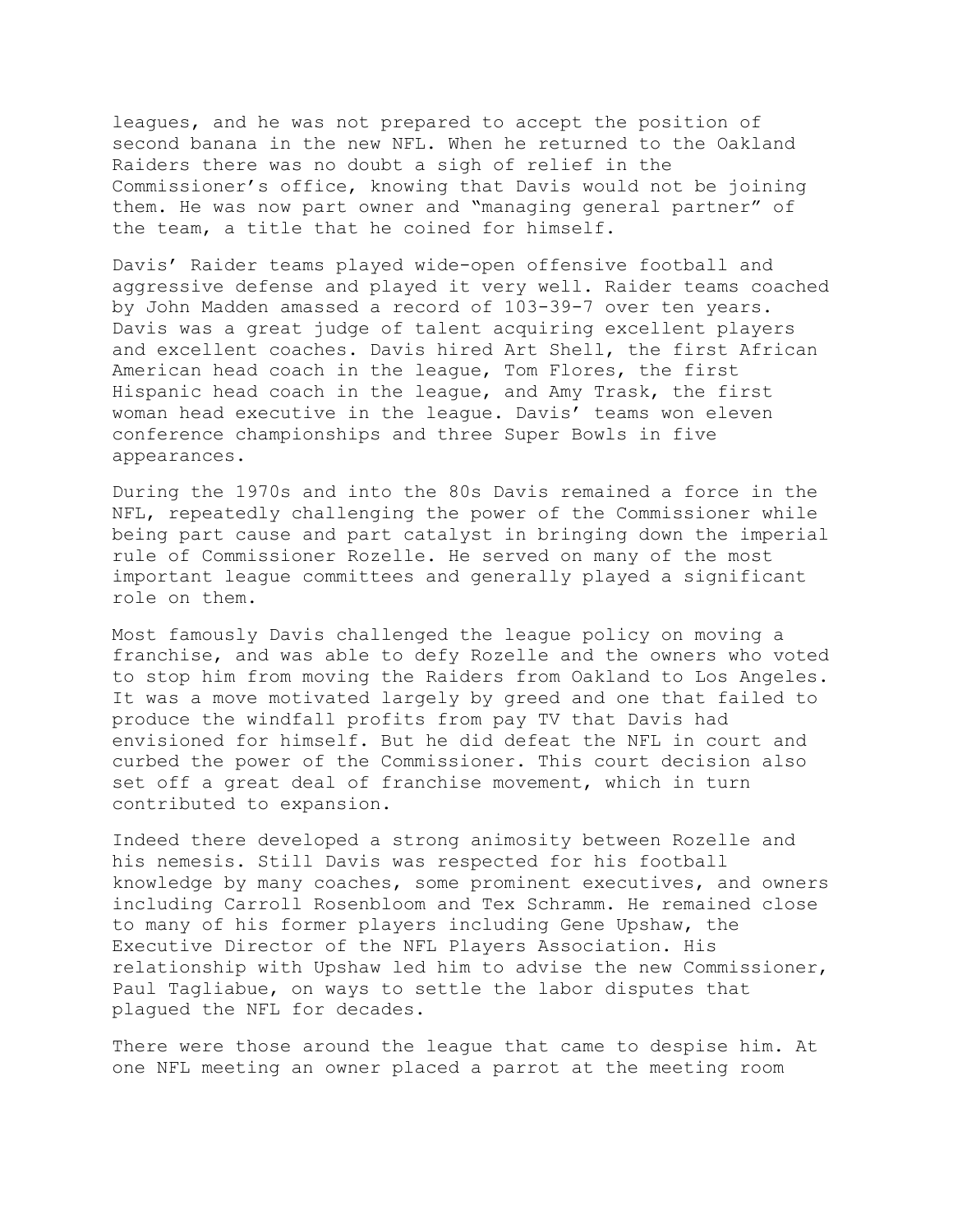leagues, and he was not prepared to accept the position of second banana in the new NFL. When he returned to the Oakland Raiders there was no doubt a sigh of relief in the Commissioner's office, knowing that Davis would not be joining them. He was now part owner and "managing general partner" of the team, a title that he coined for himself.

Davis' Raider teams played wide-open offensive football and aggressive defense and played it very well. Raider teams coached by John Madden amassed a record of 103-39-7 over ten years. Davis was a great judge of talent acquiring excellent players and excellent coaches. Davis hired Art Shell, the first African American head coach in the league, Tom Flores, the first Hispanic head coach in the league, and Amy Trask, the first woman head executive in the league. Davis' teams won eleven conference championships and three Super Bowls in five appearances.

During the 1970s and into the 80s Davis remained a force in the NFL, repeatedly challenging the power of the Commissioner while being part cause and part catalyst in bringing down the imperial rule of Commissioner Rozelle. He served on many of the most important league committees and generally played a significant role on them.

Most famously Davis challenged the league policy on moving a franchise, and was able to defy Rozelle and the owners who voted to stop him from moving the Raiders from Oakland to Los Angeles. It was a move motivated largely by greed and one that failed to produce the windfall profits from pay TV that Davis had envisioned for himself. But he did defeat the NFL in court and curbed the power of the Commissioner. This court decision also set off a great deal of franchise movement, which in turn contributed to expansion.

Indeed there developed a strong animosity between Rozelle and his nemesis. Still Davis was respected for his football knowledge by many coaches, some prominent executives, and owners including Carroll Rosenbloom and Tex Schramm. He remained close to many of his former players including Gene Upshaw, the Executive Director of the NFL Players Association. His relationship with Upshaw led him to advise the new Commissioner, Paul Tagliabue, on ways to settle the labor disputes that plagued the NFL for decades.

There were those around the league that came to despise him. At one NFL meeting an owner placed a parrot at the meeting room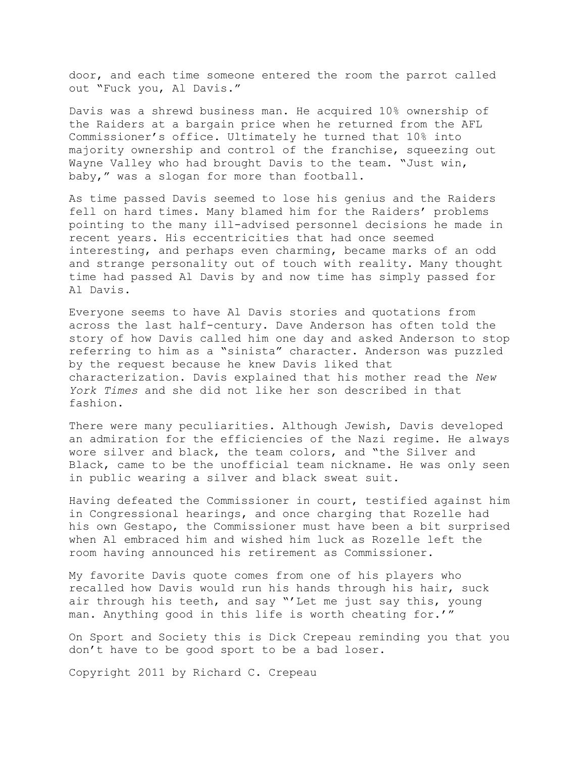door, and each time someone entered the room the parrot called out “Fuck you, Al Davis.”

Davis was a shrewd business man. He acquired 10% ownership of the Raiders at a bargain price when he returned from the AFL Commissioner’s office. Ultimately he turned that 10% into majority ownership and control of the franchise, squeezing out Wayne Valley who had brought Davis to the team. “Just win, baby,” was a slogan for more than football.

As time passed Davis seemed to lose his genius and the Raiders fell on hard times. Many blamed him for the Raiders’ problems pointing to the many ill-advised personnel decisions he made in recent years. His eccentricities that had once seemed interesting, and perhaps even charming, became marks of an odd and strange personality out of touch with reality. Many thought time had passed Al Davis by and now time has simply passed for Al Davis.

Everyone seems to have Al Davis stories and quotations from across the last half-century. Dave Anderson has often told the story of how Davis called him one day and asked Anderson to stop referring to him as a “sinista” character. Anderson was puzzled by the request because he knew Davis liked that characterization. Davis explained that his mother read the *New York Times* and she did not like her son described in that fashion.

There were many peculiarities. Although Jewish, Davis developed an admiration for the efficiencies of the Nazi regime. He always wore silver and black, the team colors, and “the Silver and Black, came to be the unofficial team nickname. He was only seen in public wearing a silver and black sweat suit.

Having defeated the Commissioner in court, testified against him in Congressional hearings, and once charging that Rozelle had his own Gestapo, the Commissioner must have been a bit surprised when Al embraced him and wished him luck as Rozelle left the room having announced his retirement as Commissioner.

My favorite Davis quote comes from one of his players who recalled how Davis would run his hands through his hair, suck air through his teeth, and say “’Let me just say this, young man. Anything good in this life is worth cheating for.’”

On Sport and Society this is Dick Crepeau reminding you that you don’t have to be good sport to be a bad loser.

Copyright 2011 by Richard C. Crepeau